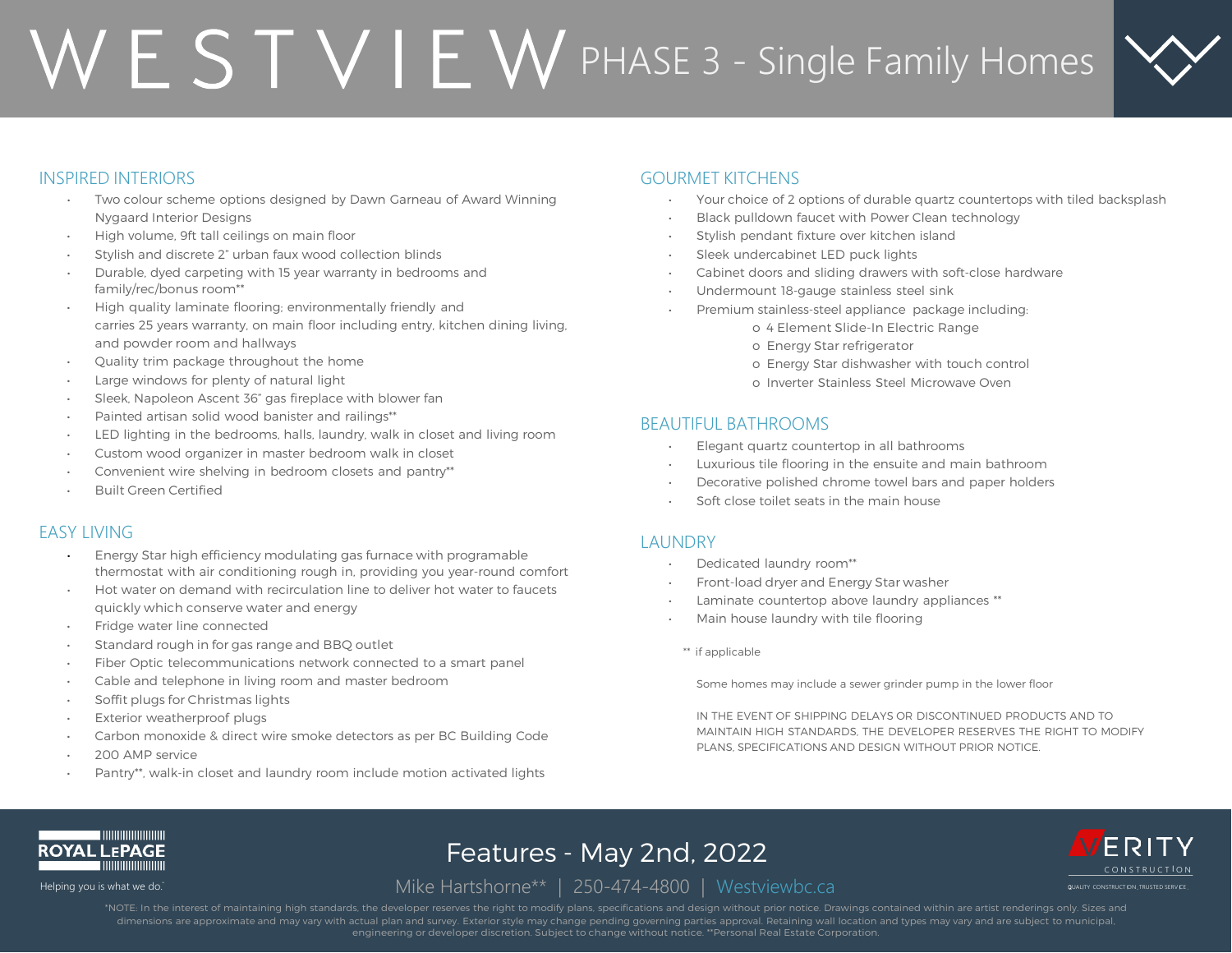# WESTVIEW PHASE 3 - Single Family Homes

## INSPIRED INTERIORS

- Two colour scheme options designed by Dawn Garneau of Award Winning Nygaard Interior Designs
- High volume, 9ft tall ceilings on main floor
- Stylish and discrete 2" urban faux wood collection blinds
- Durable, dyed carpeting with 15 year warranty in bedrooms and family/rec/bonus room**
- High quality laminate flooring; environmentally friendly and carries 25 years warranty, on main floor including entry, kitchen dining living, and powder room and hallways
- Quality trim package throughout the home
- Large windows for plenty of natural light
- Sleek, Napoleon Ascent 36" gas fireplace with blower fan
- Painted artisan solid wood banister and railings**
- LED lighting in the bedrooms, halls, laundry, walk in closet and living room
- Custom wood organizer in master bedroom walk in closet
- Convenient wire shelving in bedroom closets and pantry**
- Built Green Certified

## EASY LIVING

- Energy Star high efficiency modulating gas furnace with programable thermostat with air conditioning rough in, providing you year-round comfort
- Hot water on demand with recirculation line to deliver hot water to faucets quickly which conserve water and energy
- Fridge water line connected
- Standard rough in for gas range and BBQ outlet
- Fiber Optic telecommunications network connected to a smart panel
- Cable and telephone in living room and master bedroom
- Soffit plugs for Christmas lights
- Exterior weatherproof plugs
- Carbon monoxide & direct wire smoke detectors as per BC Building Code
- 200 AMP service
- Pantry**, walk-in closet and laundry room include motion activated lights

## GOURMET KITCHENS

- Your choice of 2 options of durable quartz countertops with tiled backsplash
- Black pulldown faucet with Power Clean technology
- Stylish pendant fixture over kitchen island
- Sleek undercabinet LED puck lights
- Cabinet doors and sliding drawers with soft-close hardware
- Undermount 18-gauge stainless steel sink
- Premium stainless-steel appliance package including:
  - 4 Element Slide-In Electric Range
  - Energy Star refrigerator
  - Energy Star dishwasher with touch control
  - Inverter Stainless Steel Microwave Oven

## BEAUTIFUL BATHROOMS

- Elegant quartz countertop in all bathrooms
- Luxurious tile flooring in the ensuite and main bathroom
- Decorative polished chrome towel bars and paper holders
- Soft close toilet seats in the main house

## LAUNDRY

- Dedicated laundry room**
- Front-load dryer and Energy Star washer
- Laminate countertop above laundry appliances **
- Main house laundry with tile flooring

** if applicable

Some homes may include a sewer grinder pump in the lower floor

IN THE EVENT OF SHIPPING DELAYS OR DISCONTINUED PRODUCTS AND TO MAINTAIN HIGH STANDARDS, THE DEVELOPER RESERVES THE RIGHT TO MODIFY PLANS, SPECIFICATIONS AND DESIGN WITHOUT PRIOR NOTICE.

---

ROYAL LEPAGE — Helping you is what we do.

## Features - May 2nd, 2022

Mike Hartshorne** | 250-474-4800 | Westviewbc.ca

VERITY CONSTRUCTION — QUALITY CONSTRUCTION, TRUSTED SERVICE.

*NOTE: In the interest of maintaining high standards, the developer reserves the right to modify plans, specifications and design without prior notice. Drawings contained within are artist renderings only. Sizes and dimensions are approximate and may vary with actual plan and survey. Exterior style may change pending governing parties approval. Retaining wall location and types may vary and are subject to municipal, engineering or developer discretion. Subject to change without notice. **Personal Real Estate Corporation.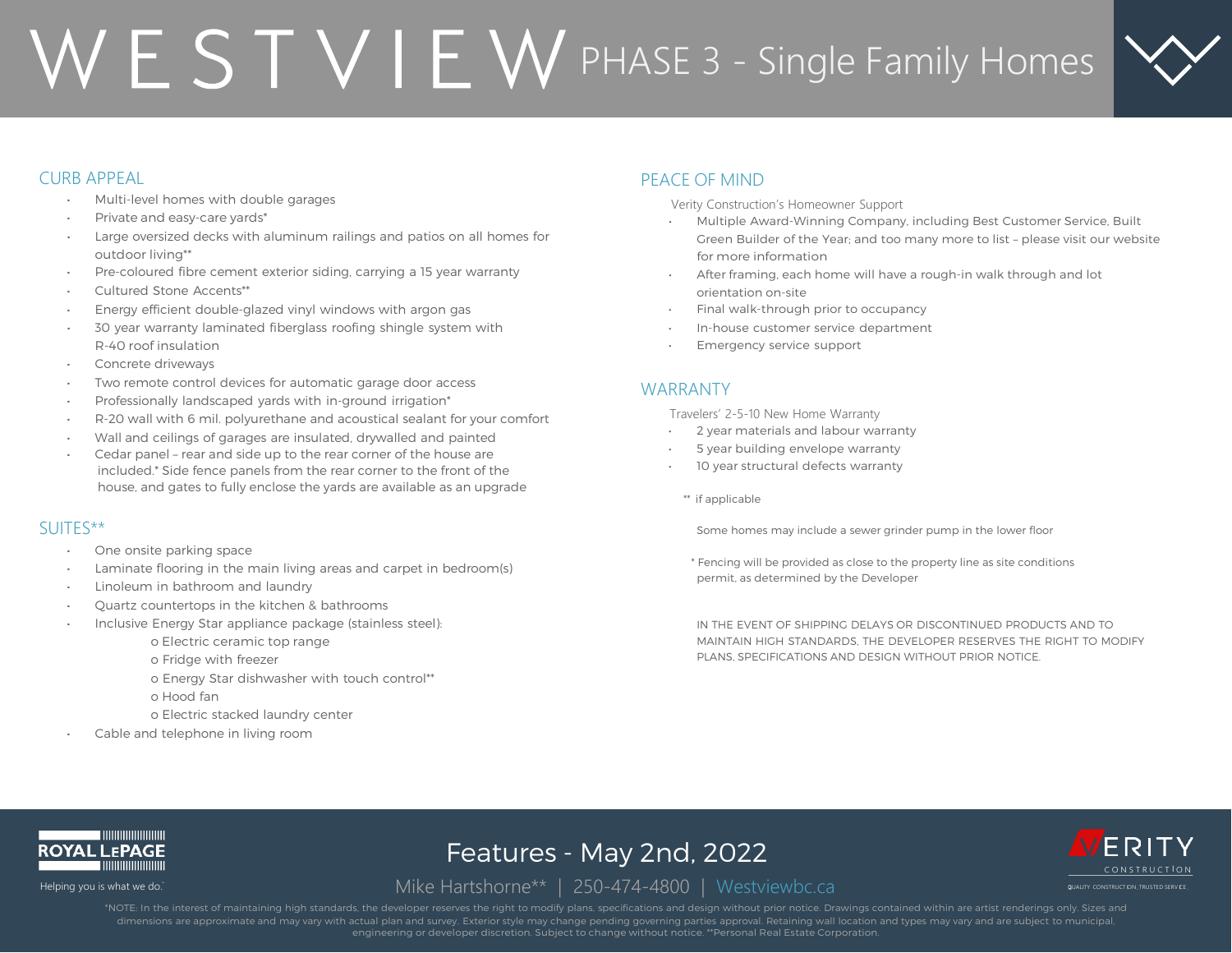# WESTVIEW PHASE 3 - Single Family Homes

## CURB APPEAL

- Multi-level homes with double garages
- Private and easy-care yards*
- Large oversized decks with aluminum railings and patios on all homes for outdoor living**
- Pre-coloured fibre cement exterior siding, carrying a 15 year warranty
- Cultured Stone Accents**
- Energy efficient double-glazed vinyl windows with argon gas
- 30 year warranty laminated fiberglass roofing shingle system with R-40 roof insulation
- Concrete driveways
- Two remote control devices for automatic garage door access
- Professionally landscaped yards with in-ground irrigation*
- R-20 wall with 6 mil. polyurethane and acoustical sealant for your comfort
- Wall and ceilings of garages are insulated, drywalled and painted
- Cedar panel – rear and side up to the rear corner of the house are included.* Side fence panels from the rear corner to the front of the house, and gates to fully enclose the yards are available as an upgrade

## SUITES**

- One onsite parking space
- Laminate flooring in the main living areas and carpet in bedroom(s)
- Linoleum in bathroom and laundry
- Quartz countertops in the kitchen & bathrooms
- Inclusive Energy Star appliance package (stainless steel):
  - Electric ceramic top range
  - Fridge with freezer
  - Energy Star dishwasher with touch control**
  - Hood fan
  - Electric stacked laundry center
- Cable and telephone in living room

## PEACE OF MIND

Verity Construction's Homeowner Support

- Multiple Award-Winning Company, including Best Customer Service, Built Green Builder of the Year; and too many more to list – please visit our website for more information
- After framing, each home will have a rough-in walk through and lot orientation on-site
- Final walk-through prior to occupancy
- In-house customer service department
- Emergency service support

## WARRANTY

Travelers' 2-5-10 New Home Warranty

- 2 year materials and labour warranty
- 5 year building envelope warranty
- 10 year structural defects warranty

** if applicable

Some homes may include a sewer grinder pump in the lower floor

* Fencing will be provided as close to the property line as site conditions permit, as determined by the Developer

IN THE EVENT OF SHIPPING DELAYS OR DISCONTINUED PRODUCTS AND TO MAINTAIN HIGH STANDARDS, THE DEVELOPER RESERVES THE RIGHT TO MODIFY PLANS, SPECIFICATIONS AND DESIGN WITHOUT PRIOR NOTICE.

ROYAL LEPAGE – Helping you is what we do.

Features - May 2nd, 2022

Mike Hartshorne** | 250-474-4800 | Westviewbc.ca

VERITY CONSTRUCTION – QUALITY CONSTRUCTION. TRUSTED SERVICE.

*NOTE: In the interest of maintaining high standards, the developer reserves the right to modify plans, specifications and design without prior notice. Drawings contained within are artist renderings only. Sizes and dimensions are approximate and may vary with actual plan and survey. Exterior style may change pending governing parties approval. Retaining wall location and types may vary and are subject to municipal, engineering or developer discretion. Subject to change without notice. **Personal Real Estate Corporation.